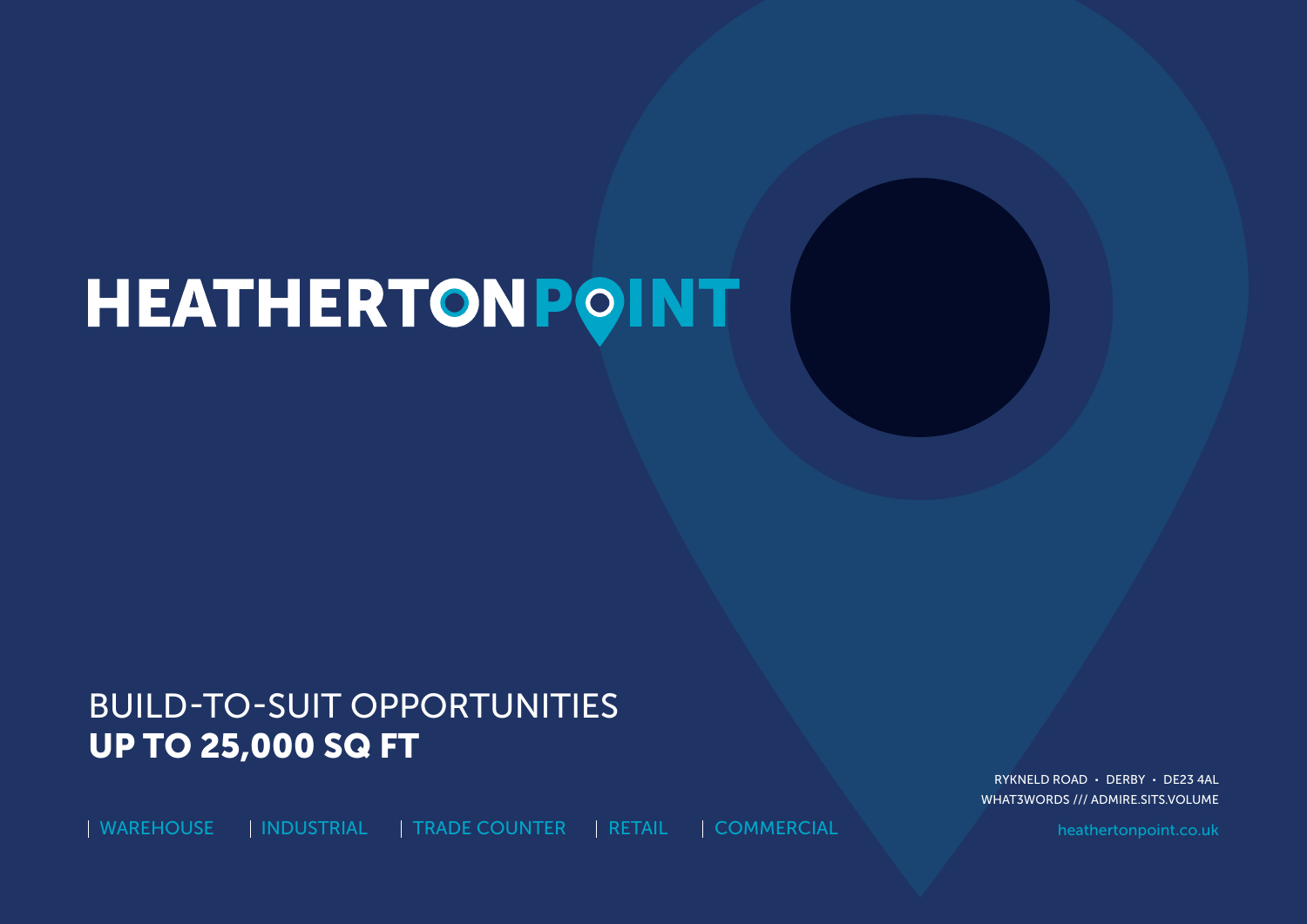# HEATHERTON POINT

## BUILD-TO-SUIT OPPORTUNITIES
## **UP TO 25,000 SQ FT**

| WAREHOUSE | INDUSTRIAL | TRADE COUNTER | RETAIL | COMMERCIAL

RYKNELD ROAD • DERBY • DE23 4AL
WHAT3WORDS /// ADMIRE.SITS.VOLUME

heathertonpoint.co.uk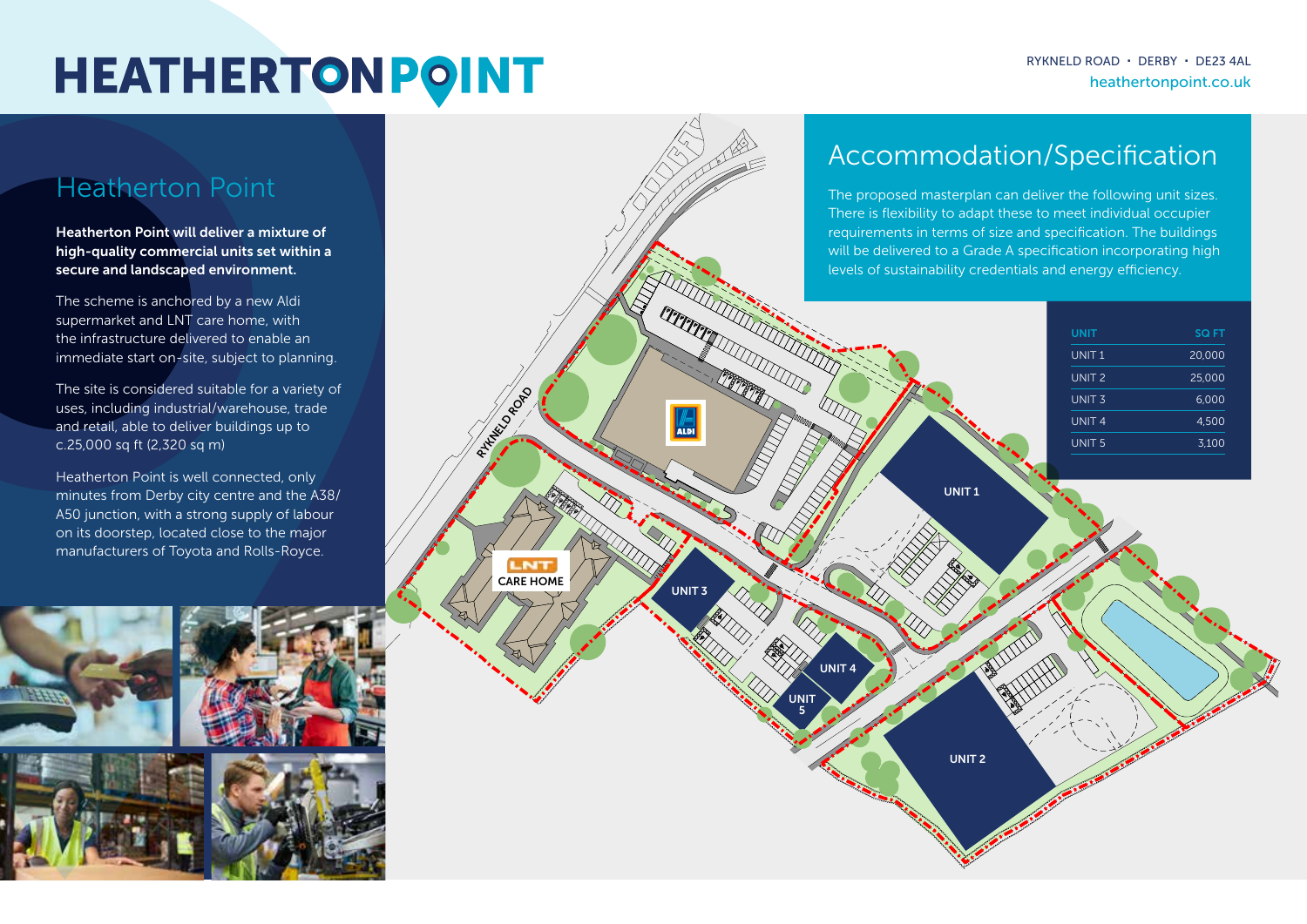# HEATHERTON POINT

RYKNELD ROAD • DERBY • DE23 4AL
heathertonpoint.co.uk

## Heatherton Point

**Heatherton Point will deliver a mixture of high-quality commercial units set within a secure and landscaped environment.**

The scheme is anchored by a new Aldi supermarket and LNT care home, with the infrastructure delivered to enable an immediate start on-site, subject to planning.

The site is considered suitable for a variety of uses, including industrial/warehouse, trade and retail, able to deliver buildings up to c.25,000 sq ft (2,320 sq m)

Heatherton Point is well connected, only minutes from Derby city centre and the A38/A50 junction, with a strong supply of labour on its doorstep, located close to the major manufacturers of Toyota and Rolls-Royce.

## Accommodation/Specification

The proposed masterplan can deliver the following unit sizes. There is flexibility to adapt these to meet individual occupier requirements in terms of size and specification. The buildings will be delivered to a Grade A specification incorporating high levels of sustainability credentials and energy efficiency.

| UNIT | SQ FT |
|---|---|
| UNIT 1 | 20,000 |
| UNIT 2 | 25,000 |
| UNIT 3 | 6,000 |
| UNIT 4 | 4,500 |
| UNIT 5 | 3,100 |

RYKNELD ROAD

ALDI

LNT CARE HOME

UNIT 1

UNIT 2

UNIT 3

UNIT 4

UNIT 5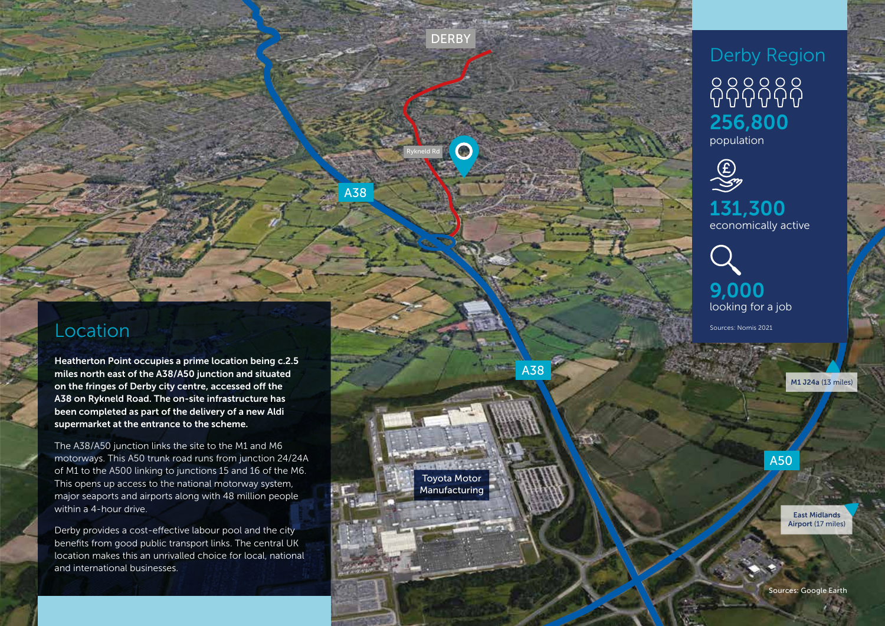## Location

**Heatherton Point occupies a prime location being c.2.5 miles north east of the A38/A50 junction and situated on the fringes of Derby city centre, accessed off the A38 on Rykneld Road. The on-site infrastructure has been completed as part of the delivery of a new Aldi supermarket at the entrance to the scheme.**

The A38/A50 junction links the site to the M1 and M6 motorways. This A50 trunk road runs from junction 24/24A of M1 to the A500 linking to junctions 15 and 16 of the M6. This opens up access to the national motorway system, major seaports and airports along with 48 million people within a 4-hour drive.

Derby provides a cost-effective labour pool and the city benefits from good public transport links. The central UK location makes this an unrivalled choice for local, national and international businesses.

## Derby Region

**256,800**
population

**131,300**
economically active

**9,000**
looking for a job

Sources: Nomis 2021

DERBY

Rykneld Rd

A38

A38

Toyota Motor Manufacturing

M1 J24a (13 miles)

A50

East Midlands Airport (17 miles)

Sources: Google Earth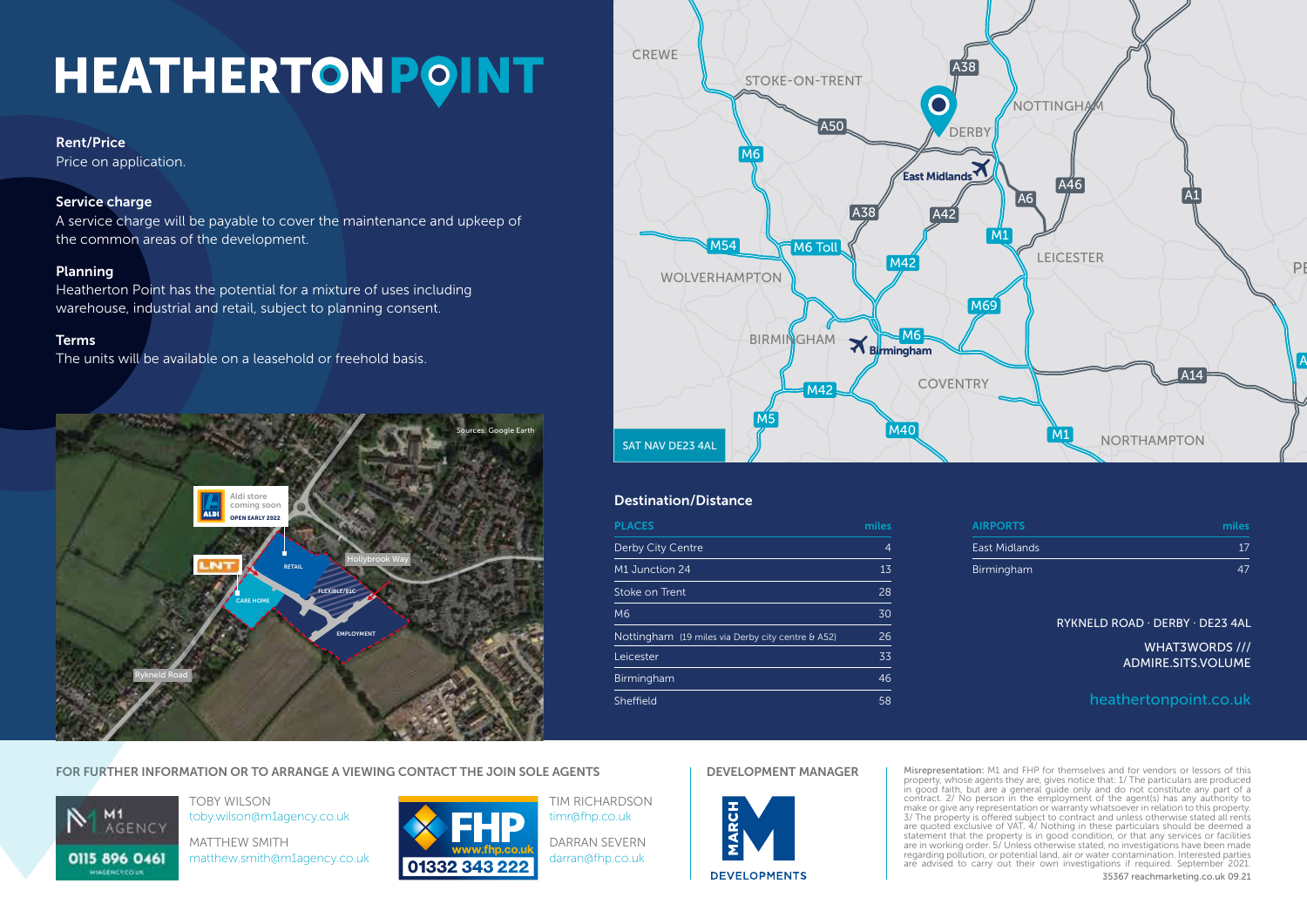# HEATHERTON POINT

**Rent/Price**
Price on application.

**Service charge**
A service charge will be payable to cover the maintenance and upkeep of the common areas of the development.

**Planning**
Heatherton Point has the potential for a mixture of uses including warehouse, industrial and retail, subject to planning consent.

**Terms**
The units will be available on a leasehold or freehold basis.

Sources: Google Earth

Aldi store coming soon
OPEN EARLY 2022

Hollybrook Way
RETAIL
CARE HOME
FLEXIBLE/B1C
EMPLOYMENT
Rykneld Road

SAT NAV DE23 4AL

## Destination/Distance

| PLACES | miles |
|---|---|
| Derby City Centre | 4 |
| M1 Junction 24 | 13 |
| Stoke on Trent | 28 |
| M6 | 30 |
| Nottingham (19 miles via Derby city centre & A52) | 26 |
| Leicester | 33 |
| Birmingham | 46 |
| Sheffield | 58 |

| AIRPORTS | miles |
|---|---|
| East Midlands | 17 |
| Birmingham | 47 |

RYKNELD ROAD · DERBY · DE23 4AL

WHAT3WORDS ///
ADMIRE.SITS.VOLUME

heathertonpoint.co.uk

FOR FURTHER INFORMATION OR TO ARRANGE A VIEWING CONTACT THE JOIN SOLE AGENTS

M1 AGENCY
0115 896 0461
M1AGENCY.CO.UK

TOBY WILSON
toby.wilson@m1agency.co.uk

MATTHEW SMITH
matthew.smith@m1agency.co.uk

FHP
www.fhp.co.uk
01332 343 222

TIM RICHARDSON
timr@fhp.co.uk

DARRAN SEVERN
darran@fhp.co.uk

DEVELOPMENT MANAGER

MARCH DEVELOPMENTS

Misrepresentation: M1 and FHP for themselves and for vendors or lessors of this property, whose agents they are, give notice that: 1/ The particulars are produced in good faith, but are a general guide only and do not constitute any part of a contract. 2/ No person in the employment of the agent(s) has any authority to make or give any representation or warranty whatsoever in relation to this property. 3/ The property is offered subject to contract and unless otherwise stated all rents are quoted exclusive of VAT. 4/ Nothing in these particulars should be deemed a statement that the property is in good condition, or that any services or facilities are in working order. 5/ Unless otherwise stated, no investigations have been made regarding pollution, or potential land, air or water contamination. Interested parties are advised to carry out their own investigations if required. September 2021.

35367 reachmarketing.co.uk 09.21